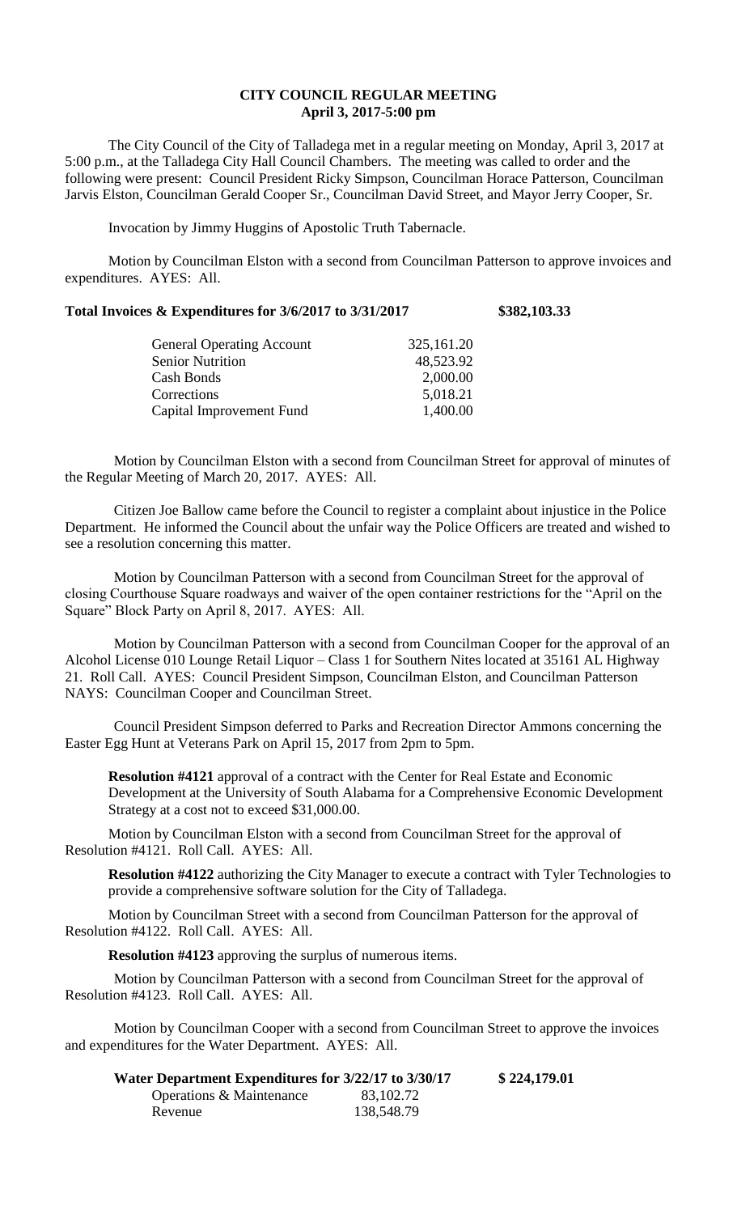# CITY COUNCIL REGULAR MEETING
## April 3, 2017-5:00 pm

The City Council of the City of Talladega met in a regular meeting on Monday, April 3, 2017 at 5:00 p.m., at the Talladega City Hall Council Chambers. The meeting was called to order and the following were present: Council President Ricky Simpson, Councilman Horace Patterson, Councilman Jarvis Elston, Councilman Gerald Cooper Sr., Councilman David Street, and Mayor Jerry Cooper, Sr.

Invocation by Jimmy Huggins of Apostolic Truth Tabernacle.

Motion by Councilman Elston with a second from Councilman Patterson to approve invoices and expenditures. AYES: All.

**Total Invoices & Expenditures for 3/6/2017 to 3/31/2017 $382,103.33**

| | |
|---|---|
| General Operating Account | 325,161.20 |
| Senior Nutrition | 48,523.92 |
| Cash Bonds | 2,000.00 |
| Corrections | 5,018.21 |
| Capital Improvement Fund | 1,400.00 |

Motion by Councilman Elston with a second from Councilman Street for approval of minutes of the Regular Meeting of March 20, 2017. AYES: All.

Citizen Joe Ballow came before the Council to register a complaint about injustice in the Police Department. He informed the Council about the unfair way the Police Officers are treated and wished to see a resolution concerning this matter.

Motion by Councilman Patterson with a second from Councilman Street for the approval of closing Courthouse Square roadways and waiver of the open container restrictions for the "April on the Square" Block Party on April 8, 2017. AYES: All.

Motion by Councilman Patterson with a second from Councilman Cooper for the approval of an Alcohol License 010 Lounge Retail Liquor – Class 1 for Southern Nites located at 35161 AL Highway 21. Roll Call. AYES: Council President Simpson, Councilman Elston, and Councilman Patterson NAYS: Councilman Cooper and Councilman Street.

Council President Simpson deferred to Parks and Recreation Director Ammons concerning the Easter Egg Hunt at Veterans Park on April 15, 2017 from 2pm to 5pm.

**Resolution #4121** approval of a contract with the Center for Real Estate and Economic Development at the University of South Alabama for a Comprehensive Economic Development Strategy at a cost not to exceed $31,000.00.

Motion by Councilman Elston with a second from Councilman Street for the approval of Resolution #4121. Roll Call. AYES: All.

**Resolution #4122** authorizing the City Manager to execute a contract with Tyler Technologies to provide a comprehensive software solution for the City of Talladega.

Motion by Councilman Street with a second from Councilman Patterson for the approval of Resolution #4122. Roll Call. AYES: All.

**Resolution #4123** approving the surplus of numerous items.

Motion by Councilman Patterson with a second from Councilman Street for the approval of Resolution #4123. Roll Call. AYES: All.

Motion by Councilman Cooper with a second from Councilman Street to approve the invoices and expenditures for the Water Department. AYES: All.

**Water Department Expenditures for 3/22/17 to 3/30/17 $ 224,179.01**

| | |
|---|---|
| Operations & Maintenance | 83,102.72 |
| Revenue | 138,548.79 |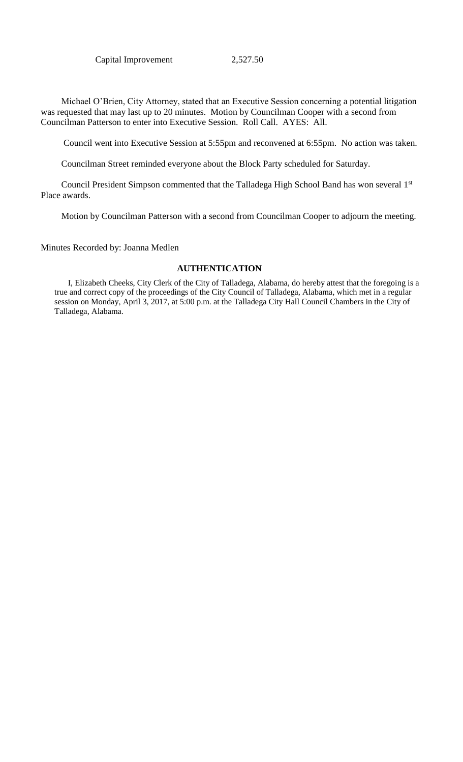| | |
|---|---|
| Capital Improvement | 2,527.50 |

Michael O'Brien, City Attorney, stated that an Executive Session concerning a potential litigation was requested that may last up to 20 minutes. Motion by Councilman Cooper with a second from Councilman Patterson to enter into Executive Session. Roll Call. AYES: All.

Council went into Executive Session at 5:55pm and reconvened at 6:55pm. No action was taken.

Councilman Street reminded everyone about the Block Party scheduled for Saturday.

Council President Simpson commented that the Talladega High School Band has won several 1st Place awards.

Motion by Councilman Patterson with a second from Councilman Cooper to adjourn the meeting.

Minutes Recorded by: Joanna Medlen

**AUTHENTICATION**

I, Elizabeth Cheeks, City Clerk of the City of Talladega, Alabama, do hereby attest that the foregoing is a true and correct copy of the proceedings of the City Council of Talladega, Alabama, which met in a regular session on Monday, April 3, 2017, at 5:00 p.m. at the Talladega City Hall Council Chambers in the City of Talladega, Alabama.